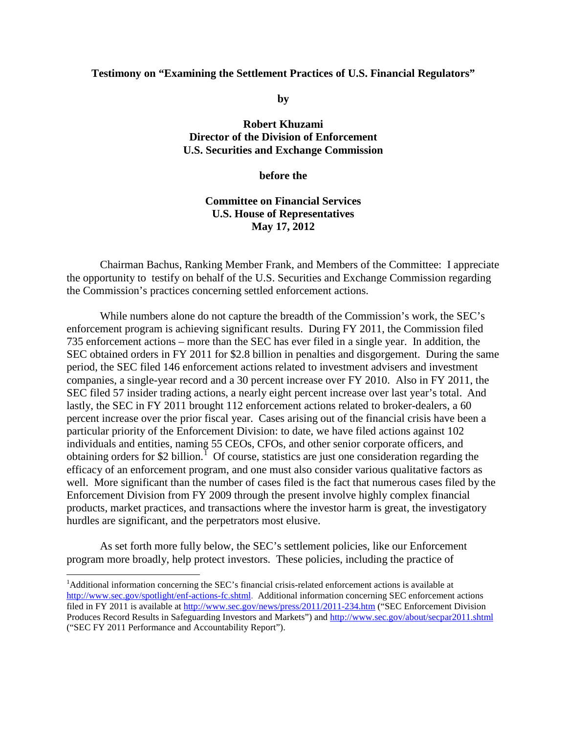**Testimony on "Examining the Settlement Practices of U.S. Financial Regulators"**

**by**

**Robert Khuzami**
**Director of the Division of Enforcement**
**U.S. Securities and Exchange Commission**

**before the**

**Committee on Financial Services**
**U.S. House of Representatives**
**May 17, 2012**

Chairman Bachus, Ranking Member Frank, and Members of the Committee: I appreciate the opportunity to testify on behalf of the U.S. Securities and Exchange Commission regarding the Commission's practices concerning settled enforcement actions.

While numbers alone do not capture the breadth of the Commission's work, the SEC's enforcement program is achieving significant results. During FY 2011, the Commission filed 735 enforcement actions – more than the SEC has ever filed in a single year. In addition, the SEC obtained orders in FY 2011 for $2.8 billion in penalties and disgorgement. During the same period, the SEC filed 146 enforcement actions related to investment advisers and investment companies, a single-year record and a 30 percent increase over FY 2010. Also in FY 2011, the SEC filed 57 insider trading actions, a nearly eight percent increase over last year's total. And lastly, the SEC in FY 2011 brought 112 enforcement actions related to broker-dealers, a 60 percent increase over the prior fiscal year. Cases arising out of the financial crisis have been a particular priority of the Enforcement Division: to date, we have filed actions against 102 individuals and entities, naming 55 CEOs, CFOs, and other senior corporate officers, and obtaining orders for $2 billion.[1] Of course, statistics are just one consideration regarding the efficacy of an enforcement program, and one must also consider various qualitative factors as well. More significant than the number of cases filed is the fact that numerous cases filed by the Enforcement Division from FY 2009 through the present involve highly complex financial products, market practices, and transactions where the investor harm is great, the investigatory hurdles are significant, and the perpetrators most elusive.

As set forth more fully below, the SEC's settlement policies, like our Enforcement program more broadly, help protect investors. These policies, including the practice of

---

[1]Additional information concerning the SEC's financial crisis-related enforcement actions is available at http://www.sec.gov/spotlight/enf-actions-fc.shtml. Additional information concerning SEC enforcement actions filed in FY 2011 is available at http://www.sec.gov/news/press/2011/2011-234.htm ("SEC Enforcement Division Produces Record Results in Safeguarding Investors and Markets") and http://www.sec.gov/about/secpar2011.shtml ("SEC FY 2011 Performance and Accountability Report").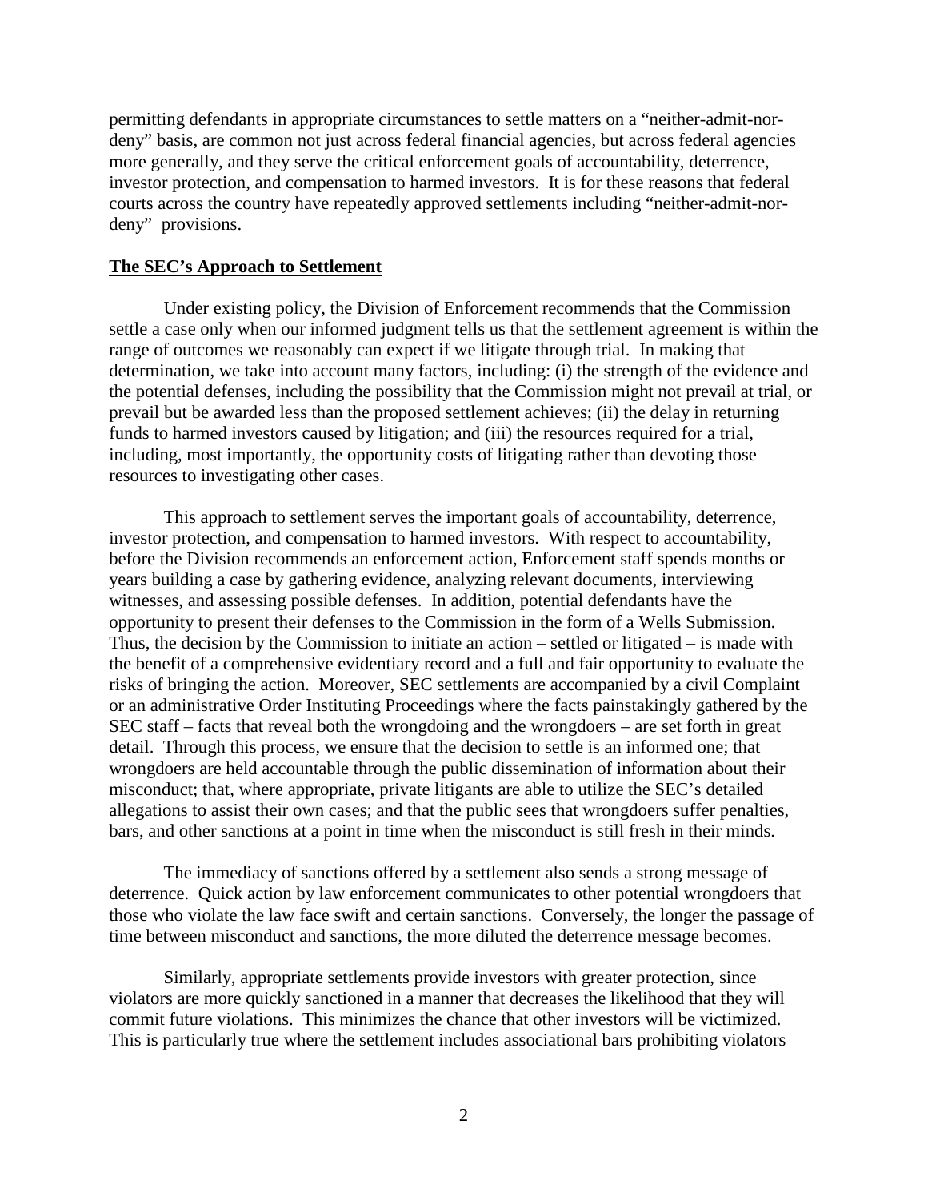permitting defendants in appropriate circumstances to settle matters on a "neither-admit-nor-deny" basis, are common not just across federal financial agencies, but across federal agencies more generally, and they serve the critical enforcement goals of accountability, deterrence, investor protection, and compensation to harmed investors. It is for these reasons that federal courts across the country have repeatedly approved settlements including "neither-admit-nor-deny" provisions.

## The SEC's Approach to Settlement

Under existing policy, the Division of Enforcement recommends that the Commission settle a case only when our informed judgment tells us that the settlement agreement is within the range of outcomes we reasonably can expect if we litigate through trial. In making that determination, we take into account many factors, including: (i) the strength of the evidence and the potential defenses, including the possibility that the Commission might not prevail at trial, or prevail but be awarded less than the proposed settlement achieves; (ii) the delay in returning funds to harmed investors caused by litigation; and (iii) the resources required for a trial, including, most importantly, the opportunity costs of litigating rather than devoting those resources to investigating other cases.

This approach to settlement serves the important goals of accountability, deterrence, investor protection, and compensation to harmed investors. With respect to accountability, before the Division recommends an enforcement action, Enforcement staff spends months or years building a case by gathering evidence, analyzing relevant documents, interviewing witnesses, and assessing possible defenses. In addition, potential defendants have the opportunity to present their defenses to the Commission in the form of a Wells Submission. Thus, the decision by the Commission to initiate an action – settled or litigated – is made with the benefit of a comprehensive evidentiary record and a full and fair opportunity to evaluate the risks of bringing the action. Moreover, SEC settlements are accompanied by a civil Complaint or an administrative Order Instituting Proceedings where the facts painstakingly gathered by the SEC staff – facts that reveal both the wrongdoing and the wrongdoers – are set forth in great detail. Through this process, we ensure that the decision to settle is an informed one; that wrongdoers are held accountable through the public dissemination of information about their misconduct; that, where appropriate, private litigants are able to utilize the SEC's detailed allegations to assist their own cases; and that the public sees that wrongdoers suffer penalties, bars, and other sanctions at a point in time when the misconduct is still fresh in their minds.

The immediacy of sanctions offered by a settlement also sends a strong message of deterrence. Quick action by law enforcement communicates to other potential wrongdoers that those who violate the law face swift and certain sanctions. Conversely, the longer the passage of time between misconduct and sanctions, the more diluted the deterrence message becomes.

Similarly, appropriate settlements provide investors with greater protection, since violators are more quickly sanctioned in a manner that decreases the likelihood that they will commit future violations. This minimizes the chance that other investors will be victimized. This is particularly true where the settlement includes associational bars prohibiting violators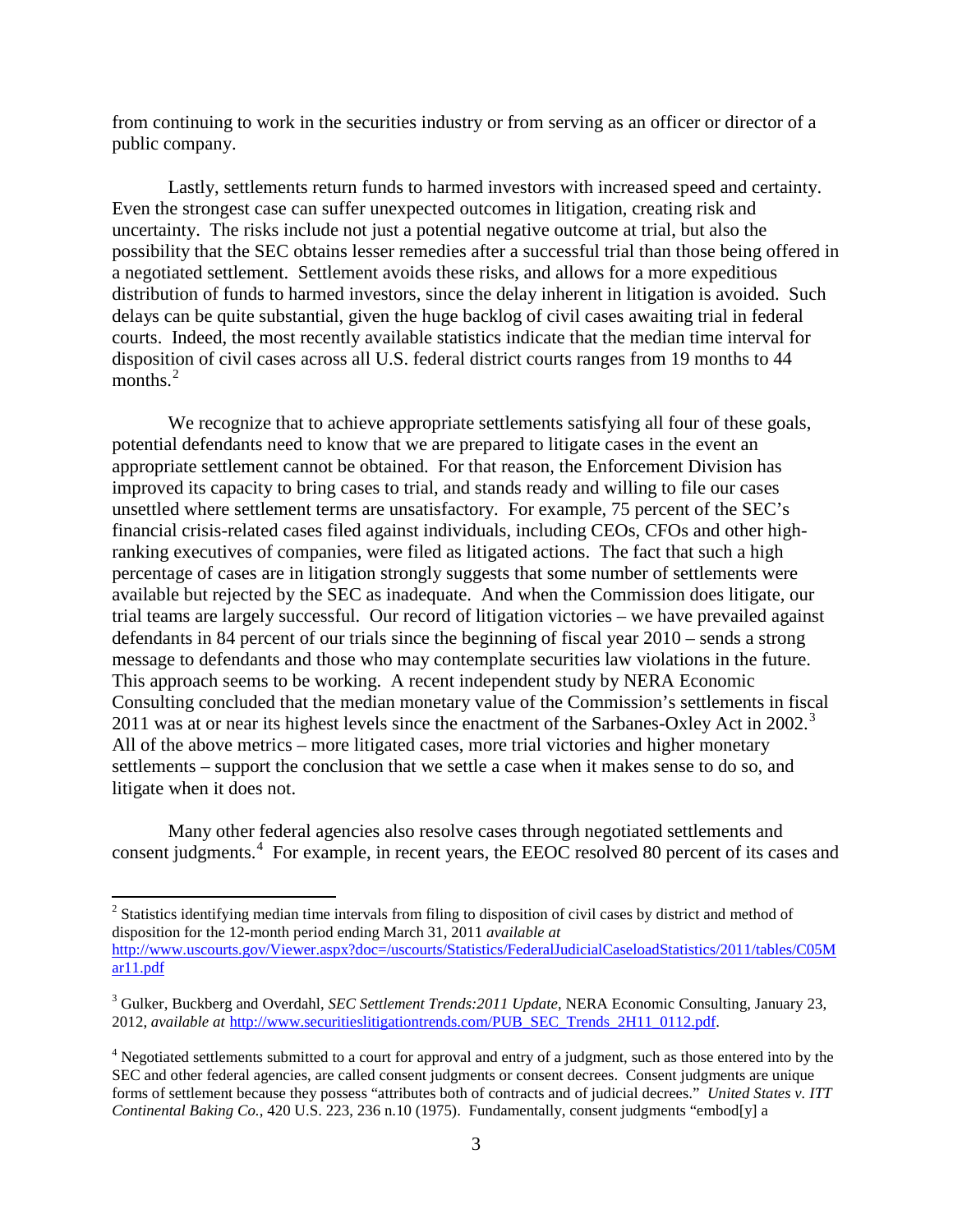from continuing to work in the securities industry or from serving as an officer or director of a public company.

Lastly, settlements return funds to harmed investors with increased speed and certainty. Even the strongest case can suffer unexpected outcomes in litigation, creating risk and uncertainty. The risks include not just a potential negative outcome at trial, but also the possibility that the SEC obtains lesser remedies after a successful trial than those being offered in a negotiated settlement. Settlement avoids these risks, and allows for a more expeditious distribution of funds to harmed investors, since the delay inherent in litigation is avoided. Such delays can be quite substantial, given the huge backlog of civil cases awaiting trial in federal courts. Indeed, the most recently available statistics indicate that the median time interval for disposition of civil cases across all U.S. federal district courts ranges from 19 months to 44 months.[2]

We recognize that to achieve appropriate settlements satisfying all four of these goals, potential defendants need to know that we are prepared to litigate cases in the event an appropriate settlement cannot be obtained. For that reason, the Enforcement Division has improved its capacity to bring cases to trial, and stands ready and willing to file our cases unsettled where settlement terms are unsatisfactory. For example, 75 percent of the SEC's financial crisis-related cases filed against individuals, including CEOs, CFOs and other high-ranking executives of companies, were filed as litigated actions. The fact that such a high percentage of cases are in litigation strongly suggests that some number of settlements were available but rejected by the SEC as inadequate. And when the Commission does litigate, our trial teams are largely successful. Our record of litigation victories – we have prevailed against defendants in 84 percent of our trials since the beginning of fiscal year 2010 – sends a strong message to defendants and those who may contemplate securities law violations in the future. This approach seems to be working. A recent independent study by NERA Economic Consulting concluded that the median monetary value of the Commission's settlements in fiscal 2011 was at or near its highest levels since the enactment of the Sarbanes-Oxley Act in 2002.[3] All of the above metrics – more litigated cases, more trial victories and higher monetary settlements – support the conclusion that we settle a case when it makes sense to do so, and litigate when it does not.

Many other federal agencies also resolve cases through negotiated settlements and consent judgments.[4] For example, in recent years, the EEOC resolved 80 percent of its cases and

---

[2] Statistics identifying median time intervals from filing to disposition of civil cases by district and method of disposition for the 12-month period ending March 31, 2011 *available at* http://www.uscourts.gov/Viewer.aspx?doc=/uscourts/Statistics/FederalJudicialCaseloadStatistics/2011/tables/C05Mar11.pdf

[3] Gulker, Buckberg and Overdahl, *SEC Settlement Trends:2011 Update*, NERA Economic Consulting, January 23, 2012, *available at* http://www.securitieslitigationtrends.com/PUB_SEC_Trends_2H11_0112.pdf.

[4] Negotiated settlements submitted to a court for approval and entry of a judgment, such as those entered into by the SEC and other federal agencies, are called consent judgments or consent decrees. Consent judgments are unique forms of settlement because they possess "attributes both of contracts and of judicial decrees." *United States v. ITT Continental Baking Co.*, 420 U.S. 223, 236 n.10 (1975). Fundamentally, consent judgments "embod[y] a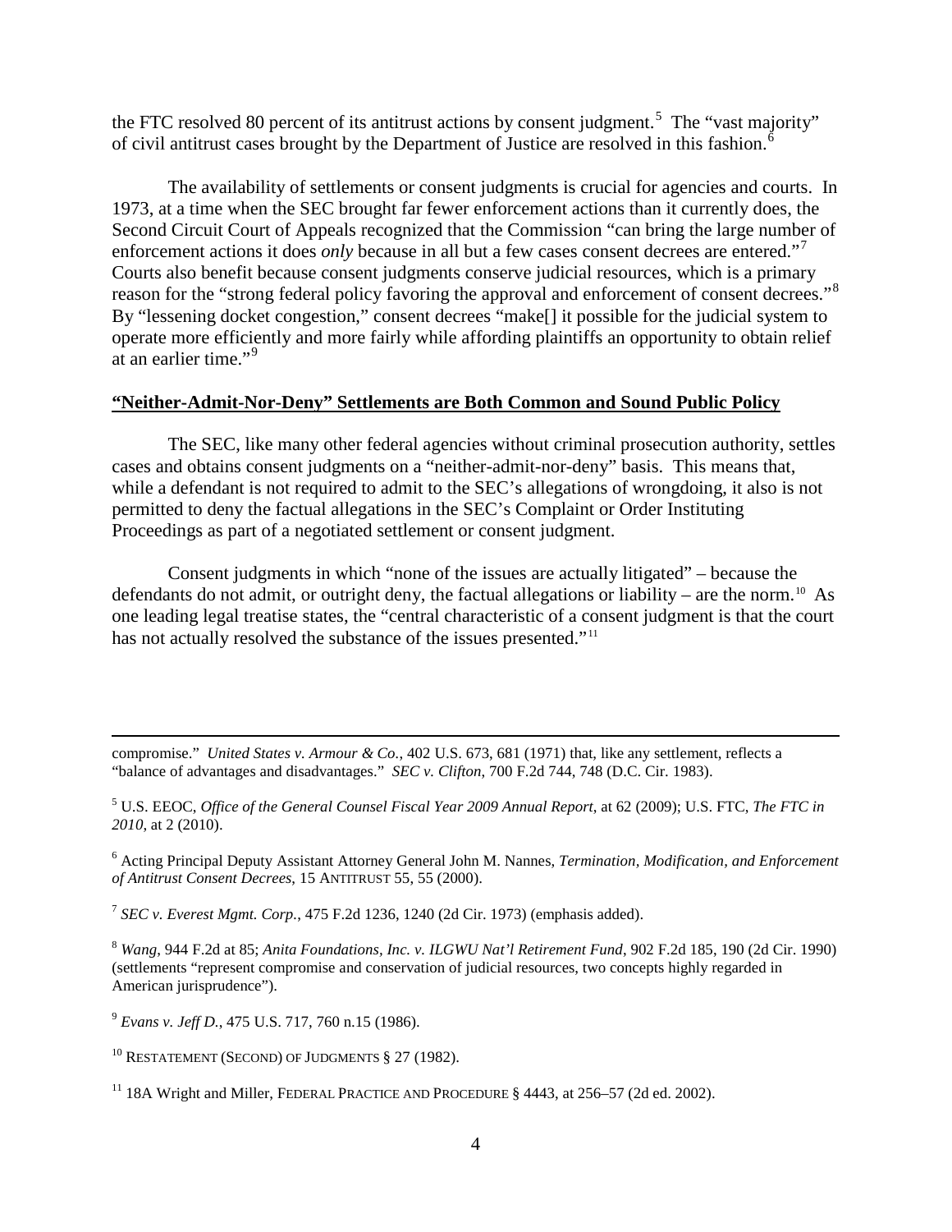the FTC resolved 80 percent of its antitrust actions by consent judgment.[5] The "vast majority" of civil antitrust cases brought by the Department of Justice are resolved in this fashion.[6]

The availability of settlements or consent judgments is crucial for agencies and courts. In 1973, at a time when the SEC brought far fewer enforcement actions than it currently does, the Second Circuit Court of Appeals recognized that the Commission "can bring the large number of enforcement actions it does *only* because in all but a few cases consent decrees are entered."[7] Courts also benefit because consent judgments conserve judicial resources, which is a primary reason for the "strong federal policy favoring the approval and enforcement of consent decrees."[8] By "lessening docket congestion," consent decrees "make[] it possible for the judicial system to operate more efficiently and more fairly while affording plaintiffs an opportunity to obtain relief at an earlier time."[9]

**"Neither-Admit-Nor-Deny" Settlements are Both Common and Sound Public Policy**

The SEC, like many other federal agencies without criminal prosecution authority, settles cases and obtains consent judgments on a "neither-admit-nor-deny" basis. This means that, while a defendant is not required to admit to the SEC's allegations of wrongdoing, it also is not permitted to deny the factual allegations in the SEC's Complaint or Order Instituting Proceedings as part of a negotiated settlement or consent judgment.

Consent judgments in which "none of the issues are actually litigated" – because the defendants do not admit, or outright deny, the factual allegations or liability – are the norm.[10] As one leading legal treatise states, the "central characteristic of a consent judgment is that the court has not actually resolved the substance of the issues presented."[11]

---

compromise." *United States v. Armour & Co.*, 402 U.S. 673, 681 (1971) that, like any settlement, reflects a "balance of advantages and disadvantages." *SEC v. Clifton*, 700 F.2d 744, 748 (D.C. Cir. 1983).

[5] U.S. EEOC, *Office of the General Counsel Fiscal Year 2009 Annual Report*, at 62 (2009); U.S. FTC, *The FTC in 2010*, at 2 (2010).

[6] Acting Principal Deputy Assistant Attorney General John M. Nannes, *Termination, Modification, and Enforcement of Antitrust Consent Decrees*, 15 ANTITRUST 55, 55 (2000).

[7] *SEC v. Everest Mgmt. Corp.*, 475 F.2d 1236, 1240 (2d Cir. 1973) (emphasis added).

[8] *Wang*, 944 F.2d at 85; *Anita Foundations, Inc. v. ILGWU Nat'l Retirement Fund*, 902 F.2d 185, 190 (2d Cir. 1990) (settlements "represent compromise and conservation of judicial resources, two concepts highly regarded in American jurisprudence").

[9] *Evans v. Jeff D.*, 475 U.S. 717, 760 n.15 (1986).

[10] RESTATEMENT (SECOND) OF JUDGMENTS § 27 (1982).

[11] 18A Wright and Miller, FEDERAL PRACTICE AND PROCEDURE § 4443, at 256–57 (2d ed. 2002).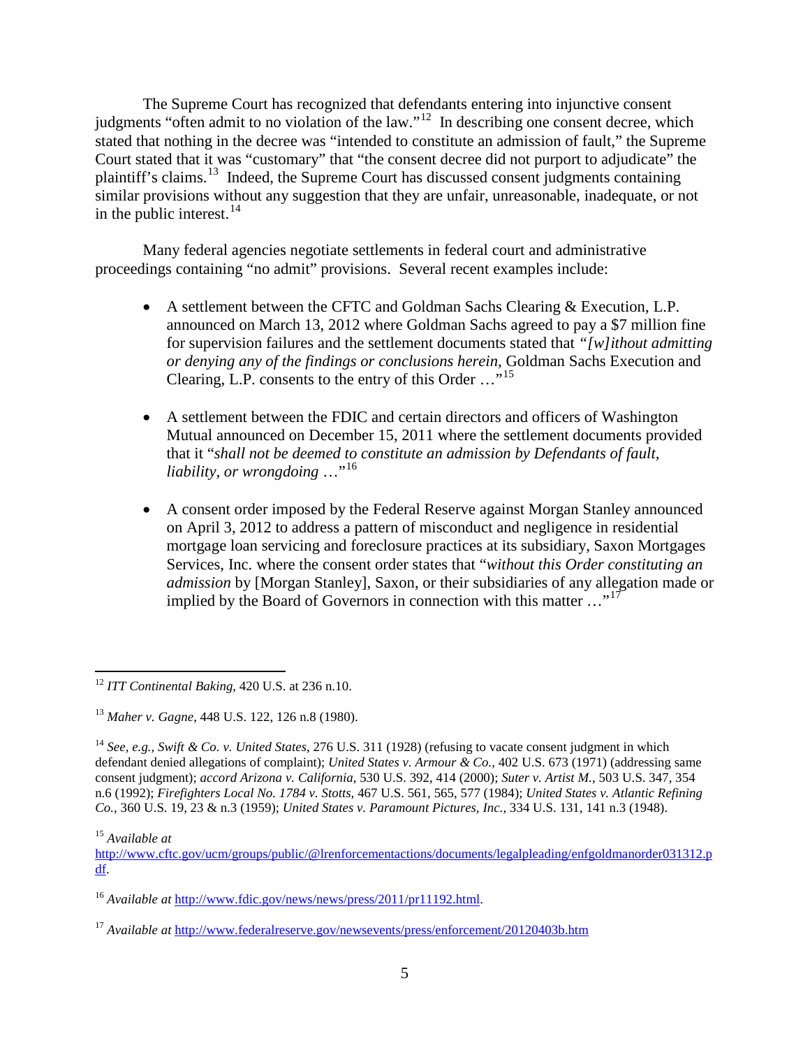The Supreme Court has recognized that defendants entering into injunctive consent judgments "often admit to no violation of the law."[12] In describing one consent decree, which stated that nothing in the decree was "intended to constitute an admission of fault," the Supreme Court stated that it was "customary" that "the consent decree did not purport to adjudicate" the plaintiff's claims.[13] Indeed, the Supreme Court has discussed consent judgments containing similar provisions without any suggestion that they are unfair, unreasonable, inadequate, or not in the public interest.[14]

Many federal agencies negotiate settlements in federal court and administrative proceedings containing "no admit" provisions. Several recent examples include:

- A settlement between the CFTC and Goldman Sachs Clearing & Execution, L.P. announced on March 13, 2012 where Goldman Sachs agreed to pay a $7 million fine for supervision failures and the settlement documents stated that *"[w]ithout admitting or denying any of the findings or conclusions herein*, Goldman Sachs Execution and Clearing, L.P. consents to the entry of this Order …"[15]

- A settlement between the FDIC and certain directors and officers of Washington Mutual announced on December 15, 2011 where the settlement documents provided that it "*shall not be deemed to constitute an admission by Defendants of fault, liability, or wrongdoing* …"[16]

- A consent order imposed by the Federal Reserve against Morgan Stanley announced on April 3, 2012 to address a pattern of misconduct and negligence in residential mortgage loan servicing and foreclosure practices at its subsidiary, Saxon Mortgages Services, Inc. where the consent order states that "*without this Order constituting an admission* by [Morgan Stanley], Saxon, or their subsidiaries of any allegation made or implied by the Board of Governors in connection with this matter …"[17]

---

[12] *ITT Continental Baking*, 420 U.S. at 236 n.10.

[13] *Maher v. Gagne*, 448 U.S. 122, 126 n.8 (1980).

[14] *See, e.g., Swift & Co. v. United States*, 276 U.S. 311 (1928) (refusing to vacate consent judgment in which defendant denied allegations of complaint); *United States v. Armour & Co.*, 402 U.S. 673 (1971) (addressing same consent judgment); *accord Arizona v. California*, 530 U.S. 392, 414 (2000); *Suter v. Artist M.*, 503 U.S. 347, 354 n.6 (1992); *Firefighters Local No. 1784 v. Stotts*, 467 U.S. 561, 565, 577 (1984); *United States v. Atlantic Refining Co.*, 360 U.S. 19, 23 & n.3 (1959); *United States v. Paramount Pictures, Inc.*, 334 U.S. 131, 141 n.3 (1948).

[15] *Available at* http://www.cftc.gov/ucm/groups/public/@lrenforcementactions/documents/legalpleading/enfgoldmanorder031312.pdf.

[16] *Available at* http://www.fdic.gov/news/news/press/2011/pr11192.html.

[17] *Available at* http://www.federalreserve.gov/newsevents/press/enforcement/20120403b.htm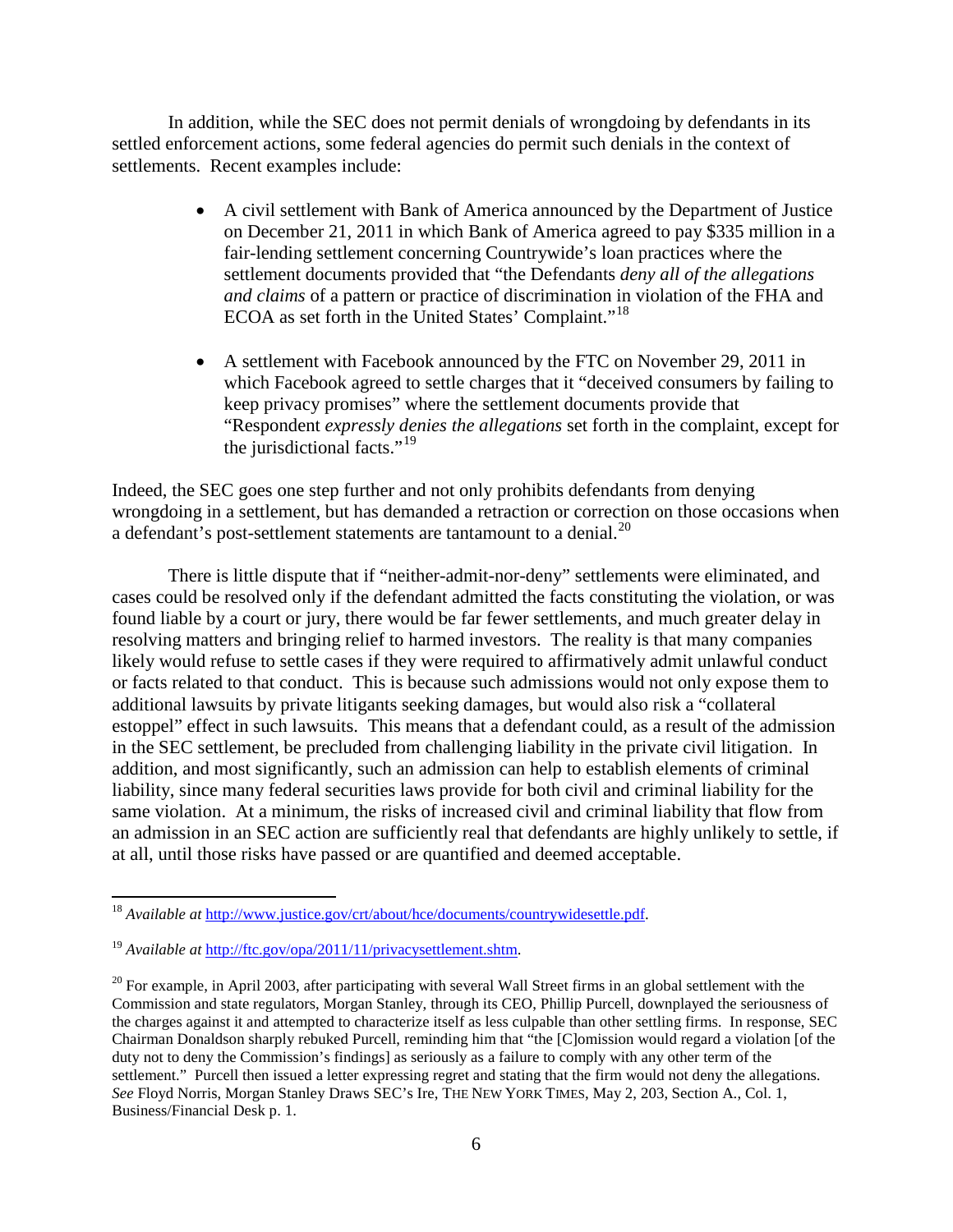In addition, while the SEC does not permit denials of wrongdoing by defendants in its settled enforcement actions, some federal agencies do permit such denials in the context of settlements. Recent examples include:

- A civil settlement with Bank of America announced by the Department of Justice on December 21, 2011 in which Bank of America agreed to pay $335 million in a fair-lending settlement concerning Countrywide's loan practices where the settlement documents provided that "the Defendants *deny all of the allegations and claims* of a pattern or practice of discrimination in violation of the FHA and ECOA as set forth in the United States' Complaint."[18]

- A settlement with Facebook announced by the FTC on November 29, 2011 in which Facebook agreed to settle charges that it "deceived consumers by failing to keep privacy promises" where the settlement documents provide that "Respondent *expressly denies the allegations* set forth in the complaint, except for the jurisdictional facts."[19]

Indeed, the SEC goes one step further and not only prohibits defendants from denying wrongdoing in a settlement, but has demanded a retraction or correction on those occasions when a defendant's post-settlement statements are tantamount to a denial.[20]

There is little dispute that if "neither-admit-nor-deny" settlements were eliminated, and cases could be resolved only if the defendant admitted the facts constituting the violation, or was found liable by a court or jury, there would be far fewer settlements, and much greater delay in resolving matters and bringing relief to harmed investors. The reality is that many companies likely would refuse to settle cases if they were required to affirmatively admit unlawful conduct or facts related to that conduct. This is because such admissions would not only expose them to additional lawsuits by private litigants seeking damages, but would also risk a "collateral estoppel" effect in such lawsuits. This means that a defendant could, as a result of the admission in the SEC settlement, be precluded from challenging liability in the private civil litigation. In addition, and most significantly, such an admission can help to establish elements of criminal liability, since many federal securities laws provide for both civil and criminal liability for the same violation. At a minimum, the risks of increased civil and criminal liability that flow from an admission in an SEC action are sufficiently real that defendants are highly unlikely to settle, if at all, until those risks have passed or are quantified and deemed acceptable.

---

[18] *Available at* http://www.justice.gov/crt/about/hce/documents/countrywidesettle.pdf.

[19] *Available at* http://ftc.gov/opa/2011/11/privacysettlement.shtm.

[20] For example, in April 2003, after participating with several Wall Street firms in an global settlement with the Commission and state regulators, Morgan Stanley, through its CEO, Phillip Purcell, downplayed the seriousness of the charges against it and attempted to characterize itself as less culpable than other settling firms. In response, SEC Chairman Donaldson sharply rebuked Purcell, reminding him that "the [C]omission would regard a violation [of the duty not to deny the Commission's findings] as seriously as a failure to comply with any other term of the settlement." Purcell then issued a letter expressing regret and stating that the firm would not deny the allegations. *See* Floyd Norris, Morgan Stanley Draws SEC's Ire, THE NEW YORK TIMES, May 2, 203, Section A., Col. 1, Business/Financial Desk p. 1.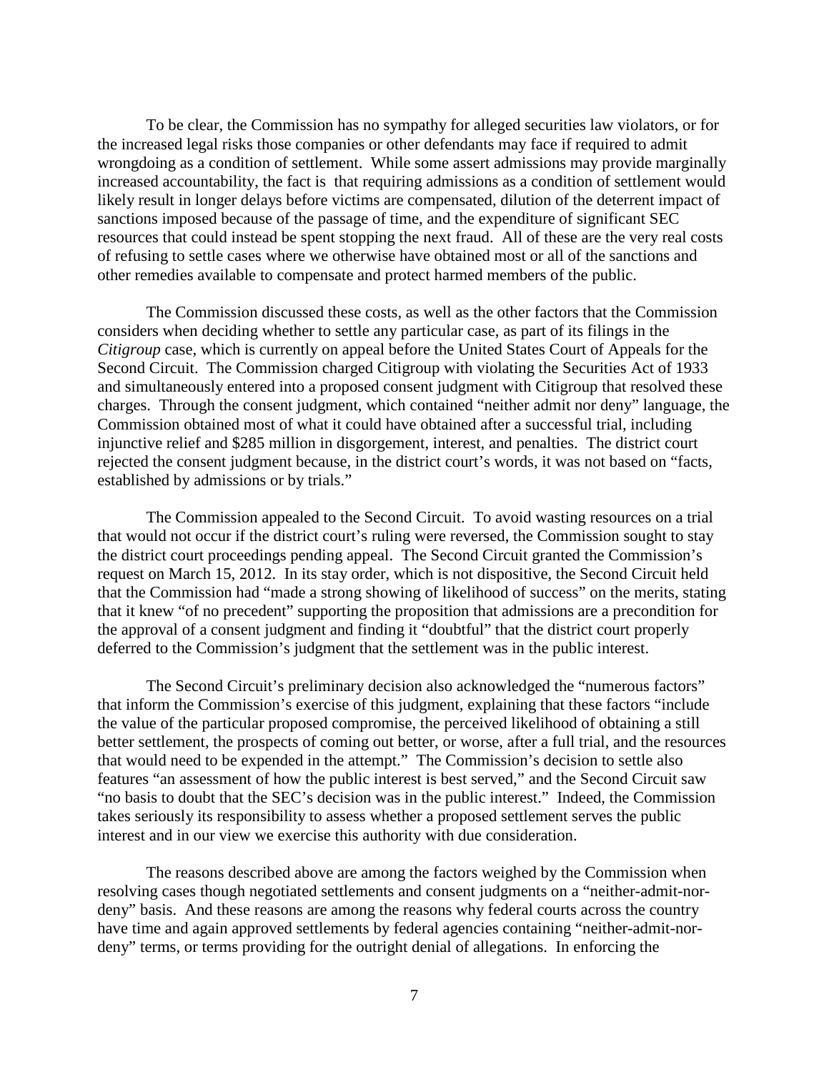To be clear, the Commission has no sympathy for alleged securities law violators, or for the increased legal risks those companies or other defendants may face if required to admit wrongdoing as a condition of settlement. While some assert admissions may provide marginally increased accountability, the fact is that requiring admissions as a condition of settlement would likely result in longer delays before victims are compensated, dilution of the deterrent impact of sanctions imposed because of the passage of time, and the expenditure of significant SEC resources that could instead be spent stopping the next fraud. All of these are the very real costs of refusing to settle cases where we otherwise have obtained most or all of the sanctions and other remedies available to compensate and protect harmed members of the public.

The Commission discussed these costs, as well as the other factors that the Commission considers when deciding whether to settle any particular case, as part of its filings in the *Citigroup* case, which is currently on appeal before the United States Court of Appeals for the Second Circuit. The Commission charged Citigroup with violating the Securities Act of 1933 and simultaneously entered into a proposed consent judgment with Citigroup that resolved these charges. Through the consent judgment, which contained "neither admit nor deny" language, the Commission obtained most of what it could have obtained after a successful trial, including injunctive relief and $285 million in disgorgement, interest, and penalties. The district court rejected the consent judgment because, in the district court's words, it was not based on "facts, established by admissions or by trials."

The Commission appealed to the Second Circuit. To avoid wasting resources on a trial that would not occur if the district court's ruling were reversed, the Commission sought to stay the district court proceedings pending appeal. The Second Circuit granted the Commission's request on March 15, 2012. In its stay order, which is not dispositive, the Second Circuit held that the Commission had "made a strong showing of likelihood of success" on the merits, stating that it knew "of no precedent" supporting the proposition that admissions are a precondition for the approval of a consent judgment and finding it "doubtful" that the district court properly deferred to the Commission's judgment that the settlement was in the public interest.

The Second Circuit's preliminary decision also acknowledged the "numerous factors" that inform the Commission's exercise of this judgment, explaining that these factors "include the value of the particular proposed compromise, the perceived likelihood of obtaining a still better settlement, the prospects of coming out better, or worse, after a full trial, and the resources that would need to be expended in the attempt." The Commission's decision to settle also features "an assessment of how the public interest is best served," and the Second Circuit saw "no basis to doubt that the SEC's decision was in the public interest." Indeed, the Commission takes seriously its responsibility to assess whether a proposed settlement serves the public interest and in our view we exercise this authority with due consideration.

The reasons described above are among the factors weighed by the Commission when resolving cases though negotiated settlements and consent judgments on a "neither-admit-nor-deny" basis. And these reasons are among the reasons why federal courts across the country have time and again approved settlements by federal agencies containing "neither-admit-nor-deny" terms, or terms providing for the outright denial of allegations. In enforcing the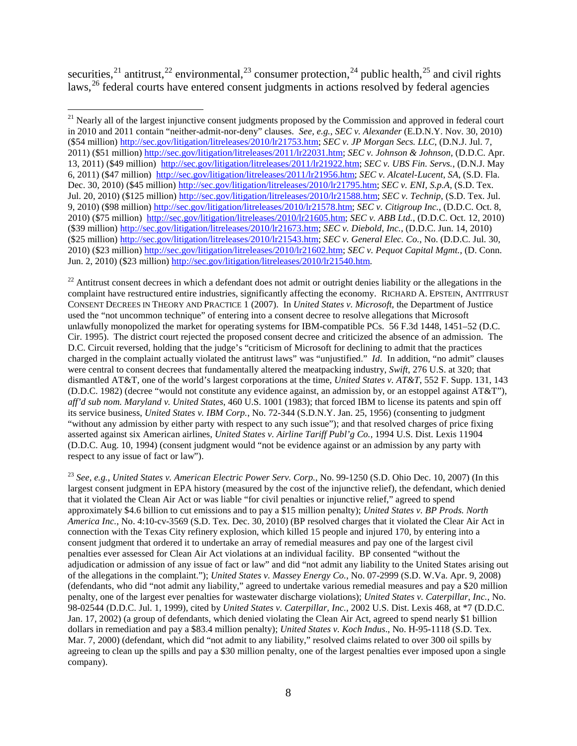securities,[21] antitrust,[22] environmental,[23] consumer protection,[24] public health,[25] and civil rights laws,[26] federal courts have entered consent judgments in actions resolved by federal agencies

---

[21] Nearly all of the largest injunctive consent judgments proposed by the Commission and approved in federal court in 2010 and 2011 contain "neither-admit-nor-deny" clauses. *See, e.g.*, *SEC v. Alexander* (E.D.N.Y. Nov. 30, 2010) ($54 million) http://sec.gov/litigation/litreleases/2010/lr21753.htm; *SEC v. JP Morgan Secs. LLC*, (D.N.J. Jul. 7, 2011) ($51 million) http://sec.gov/litigation/litreleases/2011/lr22031.htm; *SEC v. Johnson & Johnson*, (D.D.C. Apr. 13, 2011) ($49 million) http://sec.gov/litigation/litreleases/2011/lr21922.htm; *SEC v. UBS Fin. Servs.*, (D.N.J. May 6, 2011) ($47 million) http://sec.gov/litigation/litreleases/2011/lr21956.htm; *SEC v. Alcatel-Lucent, SA*, (S.D. Fla. Dec. 30, 2010) ($45 million) http://sec.gov/litigation/litreleases/2010/lr21795.htm; *SEC v. ENI, S.p.A*, (S.D. Tex. Jul. 20, 2010) ($125 million) http://sec.gov/litigation/litreleases/2010/lr21588.htm; *SEC v. Technip*, (S.D. Tex. Jul. 9, 2010) ($98 million) http://sec.gov/litigation/litreleases/2010/lr21578.htm; *SEC v. Citigroup Inc.*, (D.D.C. Oct. 8, 2010) ($75 million) http://sec.gov/litigation/litreleases/2010/lr21605.htm; *SEC v. ABB Ltd.*, (D.D.C. Oct. 12, 2010) ($39 million) http://sec.gov/litigation/litreleases/2010/lr21673.htm; *SEC v. Diebold, Inc.*, (D.D.C. Jun. 14, 2010) ($25 million) http://sec.gov/litigation/litreleases/2011/lr21543.htm; *SEC v. General Elec. Co.*, No. (D.D.C. Jul. 30, 2010) ($23 million) http://sec.gov/litigation/litreleases/2010/lr21602.htm; *SEC v. Pequot Capital Mgmt.*, (D. Conn. Jun. 2, 2010) ($23 million) http://sec.gov/litigation/litreleases/2010/lr21540.htm.

[22] Antitrust consent decrees in which a defendant does not admit or outright denies liability or the allegations in the complaint have restructured entire industries, significantly affecting the economy. RICHARD A. EPSTEIN, ANTITRUST CONSENT DECREES IN THEORY AND PRACTICE 1 (2007). In *United States v. Microsoft*, the Department of Justice used the "not uncommon technique" of entering into a consent decree to resolve allegations that Microsoft unlawfully monopolized the market for operating systems for IBM-compatible PCs. 56 F.3d 1448, 1451–52 (D.C. Cir. 1995). The district court rejected the proposed consent decree and criticized the absence of an admission. The D.C. Circuit reversed, holding that the judge's "criticism of Microsoft for declining to admit that the practices charged in the complaint actually violated the antitrust laws" was "unjustified." *Id*. In addition, "no admit" clauses were central to consent decrees that fundamentally altered the meatpacking industry, *Swift*, 276 U.S. at 320; that dismantled AT&T, one of the world's largest corporations at the time, *United States v. AT&T*, 552 F. Supp. 131, 143 (D.D.C. 1982) (decree "would not constitute any evidence against, an admission by, or an estoppel against AT&T"), *aff'd sub nom. Maryland v. United States*, 460 U.S. 1001 (1983); that forced IBM to license its patents and spin off its service business, *United States v. IBM Corp.*, No. 72-344 (S.D.N.Y. Jan. 25, 1956) (consenting to judgment "without any admission by either party with respect to any such issue"); and that resolved charges of price fixing asserted against six American airlines, *United States v. Airline Tariff Publ'g Co.*, 1994 U.S. Dist. Lexis 11904 (D.D.C. Aug. 10, 1994) (consent judgment would "not be evidence against or an admission by any party with respect to any issue of fact or law").

[23] *See, e.g.*, *United States v. American Electric Power Serv. Corp.*, No. 99-1250 (S.D. Ohio Dec. 10, 2007) (In this largest consent judgment in EPA history (measured by the cost of the injunctive relief), the defendant, which denied that it violated the Clean Air Act or was liable "for civil penalties or injunctive relief," agreed to spend approximately $4.6 billion to cut emissions and to pay a $15 million penalty); *United States v. BP Prods. North America Inc.*, No. 4:10-cv-3569 (S.D. Tex. Dec. 30, 2010) (BP resolved charges that it violated the Clear Air Act in connection with the Texas City refinery explosion, which killed 15 people and injured 170, by entering into a consent judgment that ordered it to undertake an array of remedial measures and pay one of the largest civil penalties ever assessed for Clean Air Act violations at an individual facility. BP consented "without the adjudication or admission of any issue of fact or law" and did "not admit any liability to the United States arising out of the allegations in the complaint."); *United States v. Massey Energy Co.*, No. 07-2999 (S.D. W.Va. Apr. 9, 2008) (defendants, who did "not admit any liability," agreed to undertake various remedial measures and pay a $20 million penalty, one of the largest ever penalties for wastewater discharge violations); *United States v. Caterpillar, Inc.*, No. 98-02544 (D.D.C. Jul. 1, 1999), cited by *United States v. Caterpillar, Inc.*, 2002 U.S. Dist. Lexis 468, at *7 (D.D.C. Jan. 17, 2002) (a group of defendants, which denied violating the Clean Air Act, agreed to spend nearly $1 billion dollars in remediation and pay a $83.4 million penalty); *United States v. Koch Indus*., No. H-95-1118 (S.D. Tex. Mar. 7, 2000) (defendant, which did "not admit to any liability," resolved claims related to over 300 oil spills by agreeing to clean up the spills and pay a $30 million penalty, one of the largest penalties ever imposed upon a single company).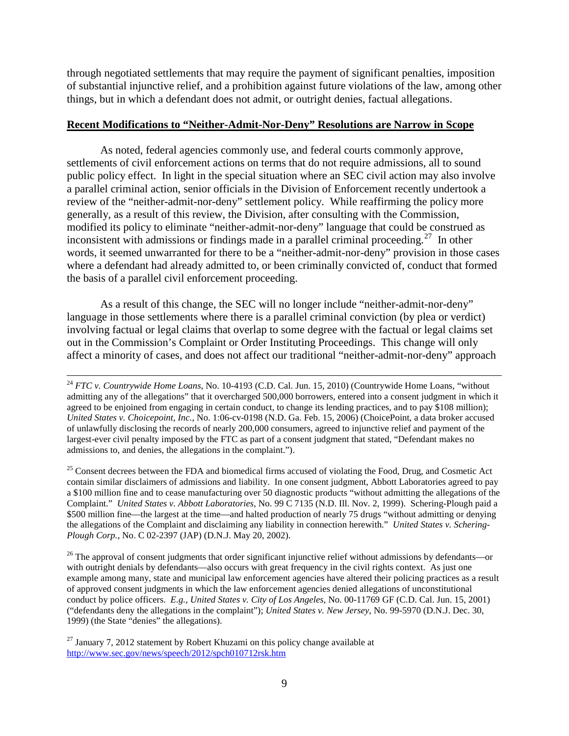through negotiated settlements that may require the payment of significant penalties, imposition of substantial injunctive relief, and a prohibition against future violations of the law, among other things, but in which a defendant does not admit, or outright denies, factual allegations.

**Recent Modifications to "Neither-Admit-Nor-Deny" Resolutions are Narrow in Scope**

As noted, federal agencies commonly use, and federal courts commonly approve, settlements of civil enforcement actions on terms that do not require admissions, all to sound public policy effect. In light in the special situation where an SEC civil action may also involve a parallel criminal action, senior officials in the Division of Enforcement recently undertook a review of the "neither-admit-nor-deny" settlement policy. While reaffirming the policy more generally, as a result of this review, the Division, after consulting with the Commission, modified its policy to eliminate "neither-admit-nor-deny" language that could be construed as inconsistent with admissions or findings made in a parallel criminal proceeding.[27] In other words, it seemed unwarranted for there to be a "neither-admit-nor-deny" provision in those cases where a defendant had already admitted to, or been criminally convicted of, conduct that formed the basis of a parallel civil enforcement proceeding.

As a result of this change, the SEC will no longer include "neither-admit-nor-deny" language in those settlements where there is a parallel criminal conviction (by plea or verdict) involving factual or legal claims that overlap to some degree with the factual or legal claims set out in the Commission's Complaint or Order Instituting Proceedings. This change will only affect a minority of cases, and does not affect our traditional "neither-admit-nor-deny" approach

---

[24] *FTC v. Countrywide Home Loans*, No. 10-4193 (C.D. Cal. Jun. 15, 2010) (Countrywide Home Loans, "without admitting any of the allegations" that it overcharged 500,000 borrowers, entered into a consent judgment in which it agreed to be enjoined from engaging in certain conduct, to change its lending practices, and to pay $108 million); *United States v. Choicepoint, Inc.*, No. 1:06-cv-0198 (N.D. Ga. Feb. 15, 2006) (ChoicePoint, a data broker accused of unlawfully disclosing the records of nearly 200,000 consumers, agreed to injunctive relief and payment of the largest-ever civil penalty imposed by the FTC as part of a consent judgment that stated, "Defendant makes no admissions to, and denies, the allegations in the complaint.").

[25] Consent decrees between the FDA and biomedical firms accused of violating the Food, Drug, and Cosmetic Act contain similar disclaimers of admissions and liability. In one consent judgment, Abbott Laboratories agreed to pay a $100 million fine and to cease manufacturing over 50 diagnostic products "without admitting the allegations of the Complaint." *United States v. Abbott Laboratories*, No. 99 C 7135 (N.D. Ill. Nov. 2, 1999). Schering-Plough paid a $500 million fine—the largest at the time—and halted production of nearly 75 drugs "without admitting or denying the allegations of the Complaint and disclaiming any liability in connection herewith." *United States v. Schering-Plough Corp.*, No. C 02-2397 (JAP) (D.N.J. May 20, 2002).

[26] The approval of consent judgments that order significant injunctive relief without admissions by defendants—or with outright denials by defendants—also occurs with great frequency in the civil rights context. As just one example among many, state and municipal law enforcement agencies have altered their policing practices as a result of approved consent judgments in which the law enforcement agencies denied allegations of unconstitutional conduct by police officers. *E.g.*, *United States v. City of Los Angeles*, No. 00-11769 GF (C.D. Cal. Jun. 15, 2001) ("defendants deny the allegations in the complaint"); *United States v. New Jersey*, No. 99-5970 (D.N.J. Dec. 30, 1999) (the State "denies" the allegations).

[27] January 7, 2012 statement by Robert Khuzami on this policy change available at http://www.sec.gov/news/speech/2012/spch010712rsk.htm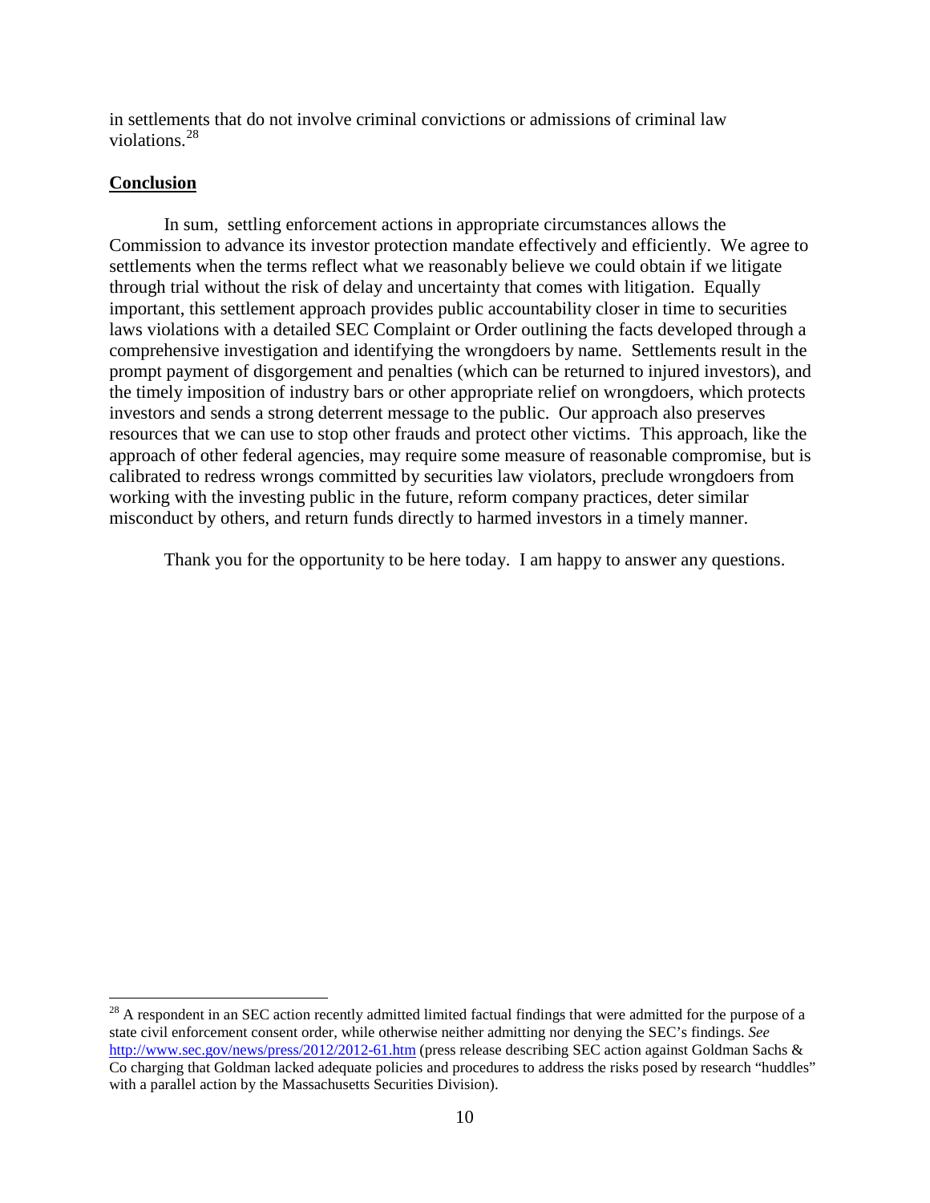in settlements that do not involve criminal convictions or admissions of criminal law violations.[28]

**Conclusion**

In sum, settling enforcement actions in appropriate circumstances allows the Commission to advance its investor protection mandate effectively and efficiently. We agree to settlements when the terms reflect what we reasonably believe we could obtain if we litigate through trial without the risk of delay and uncertainty that comes with litigation. Equally important, this settlement approach provides public accountability closer in time to securities laws violations with a detailed SEC Complaint or Order outlining the facts developed through a comprehensive investigation and identifying the wrongdoers by name. Settlements result in the prompt payment of disgorgement and penalties (which can be returned to injured investors), and the timely imposition of industry bars or other appropriate relief on wrongdoers, which protects investors and sends a strong deterrent message to the public. Our approach also preserves resources that we can use to stop other frauds and protect other victims. This approach, like the approach of other federal agencies, may require some measure of reasonable compromise, but is calibrated to redress wrongs committed by securities law violators, preclude wrongdoers from working with the investing public in the future, reform company practices, deter similar misconduct by others, and return funds directly to harmed investors in a timely manner.

Thank you for the opportunity to be here today. I am happy to answer any questions.

---

[28] A respondent in an SEC action recently admitted limited factual findings that were admitted for the purpose of a state civil enforcement consent order, while otherwise neither admitting nor denying the SEC's findings. *See* http://www.sec.gov/news/press/2012/2012-61.htm (press release describing SEC action against Goldman Sachs & Co charging that Goldman lacked adequate policies and procedures to address the risks posed by research "huddles" with a parallel action by the Massachusetts Securities Division).